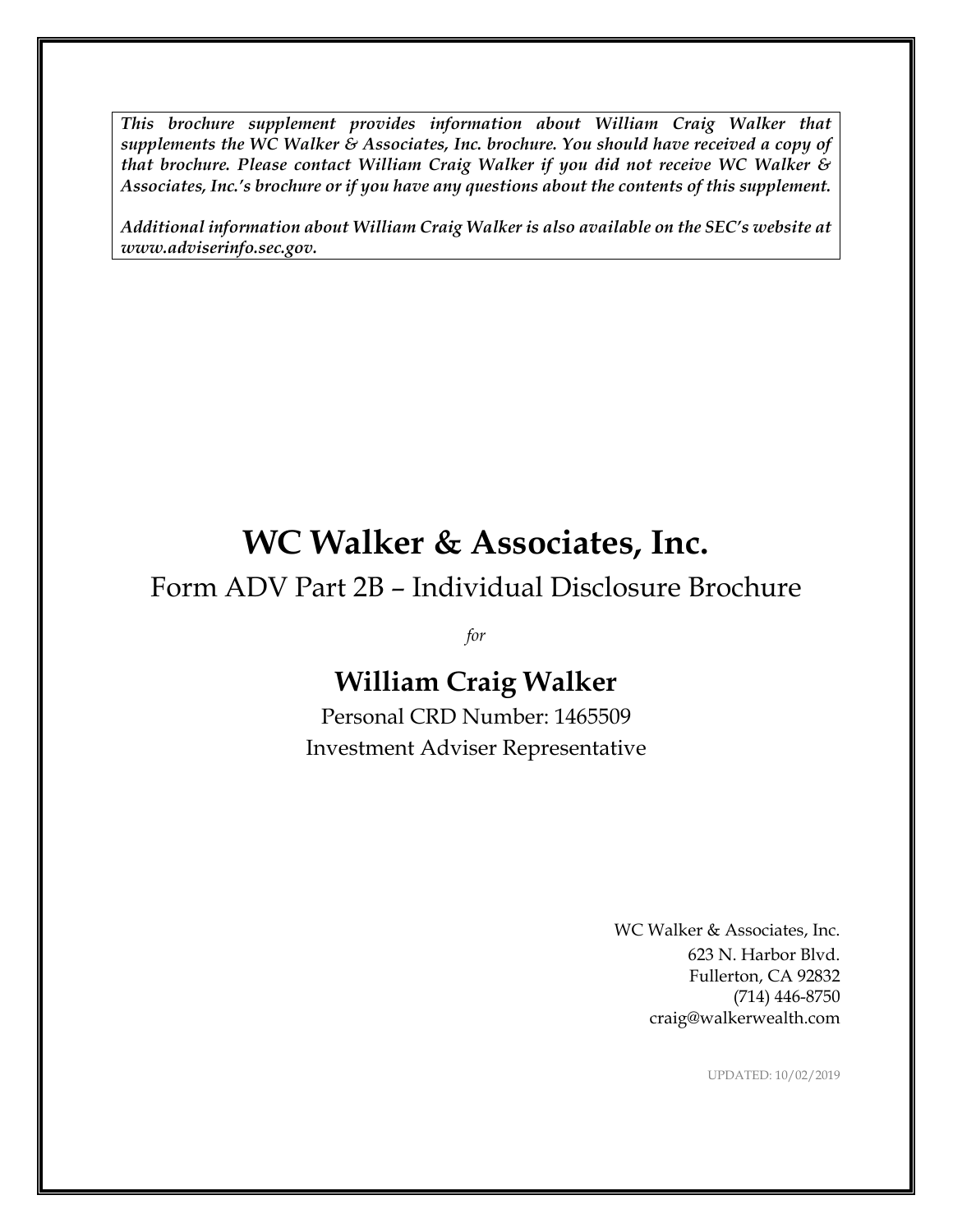***This brochure supplement provides information about William Craig Walker that supplements the WC Walker & Associates, Inc. brochure. You should have received a copy of that brochure. Please contact William Craig Walker if you did not receive WC Walker & Associates, Inc.'s brochure or if you have any questions about the contents of this supplement.***

***Additional information about William Craig Walker is also available on the SEC's website at www.adviserinfo.sec.gov.***

# WC Walker & Associates, Inc.

Form ADV Part 2B – Individual Disclosure Brochure

*for*

## William Craig Walker

Personal CRD Number: 1465509

Investment Adviser Representative

WC Walker & Associates, Inc.
623 N. Harbor Blvd.
Fullerton, CA 92832
(714) 446-8750
craig@walkerwealth.com

UPDATED: 10/02/2019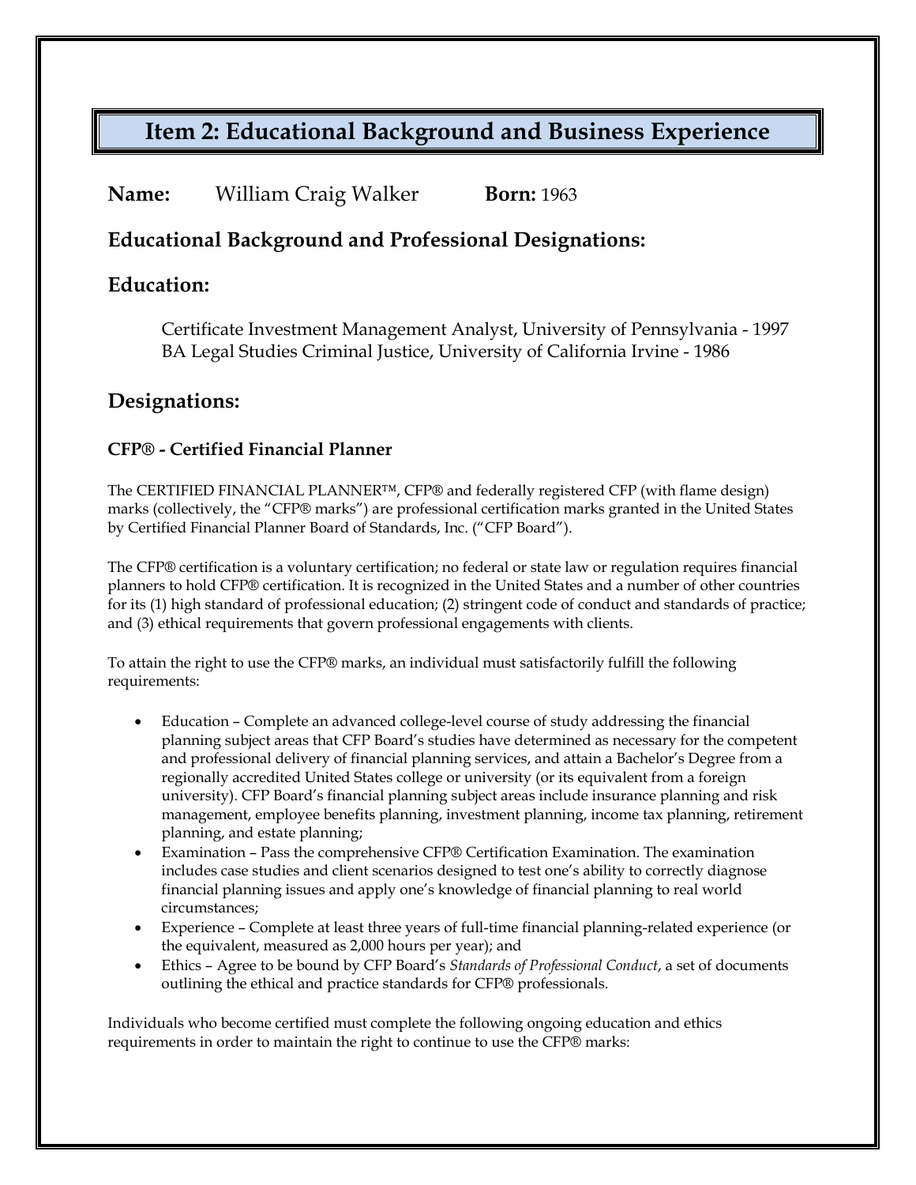# Item 2: Educational Background and Business Experience

**Name:** William Craig Walker **Born:** 1963

## Educational Background and Professional Designations:

## Education:

Certificate Investment Management Analyst, University of Pennsylvania - 1997
BA Legal Studies Criminal Justice, University of California Irvine - 1986

## Designations:

### CFP® - Certified Financial Planner

The CERTIFIED FINANCIAL PLANNER™, CFP® and federally registered CFP (with flame design) marks (collectively, the "CFP® marks") are professional certification marks granted in the United States by Certified Financial Planner Board of Standards, Inc. ("CFP Board").

The CFP® certification is a voluntary certification; no federal or state law or regulation requires financial planners to hold CFP® certification. It is recognized in the United States and a number of other countries for its (1) high standard of professional education; (2) stringent code of conduct and standards of practice; and (3) ethical requirements that govern professional engagements with clients.

To attain the right to use the CFP® marks, an individual must satisfactorily fulfill the following requirements:

- Education – Complete an advanced college-level course of study addressing the financial planning subject areas that CFP Board's studies have determined as necessary for the competent and professional delivery of financial planning services, and attain a Bachelor's Degree from a regionally accredited United States college or university (or its equivalent from a foreign university). CFP Board's financial planning subject areas include insurance planning and risk management, employee benefits planning, investment planning, income tax planning, retirement planning, and estate planning;
- Examination – Pass the comprehensive CFP® Certification Examination. The examination includes case studies and client scenarios designed to test one's ability to correctly diagnose financial planning issues and apply one's knowledge of financial planning to real world circumstances;
- Experience – Complete at least three years of full-time financial planning-related experience (or the equivalent, measured as 2,000 hours per year); and
- Ethics – Agree to be bound by CFP Board's *Standards of Professional Conduct*, a set of documents outlining the ethical and practice standards for CFP® professionals.

Individuals who become certified must complete the following ongoing education and ethics requirements in order to maintain the right to continue to use the CFP® marks: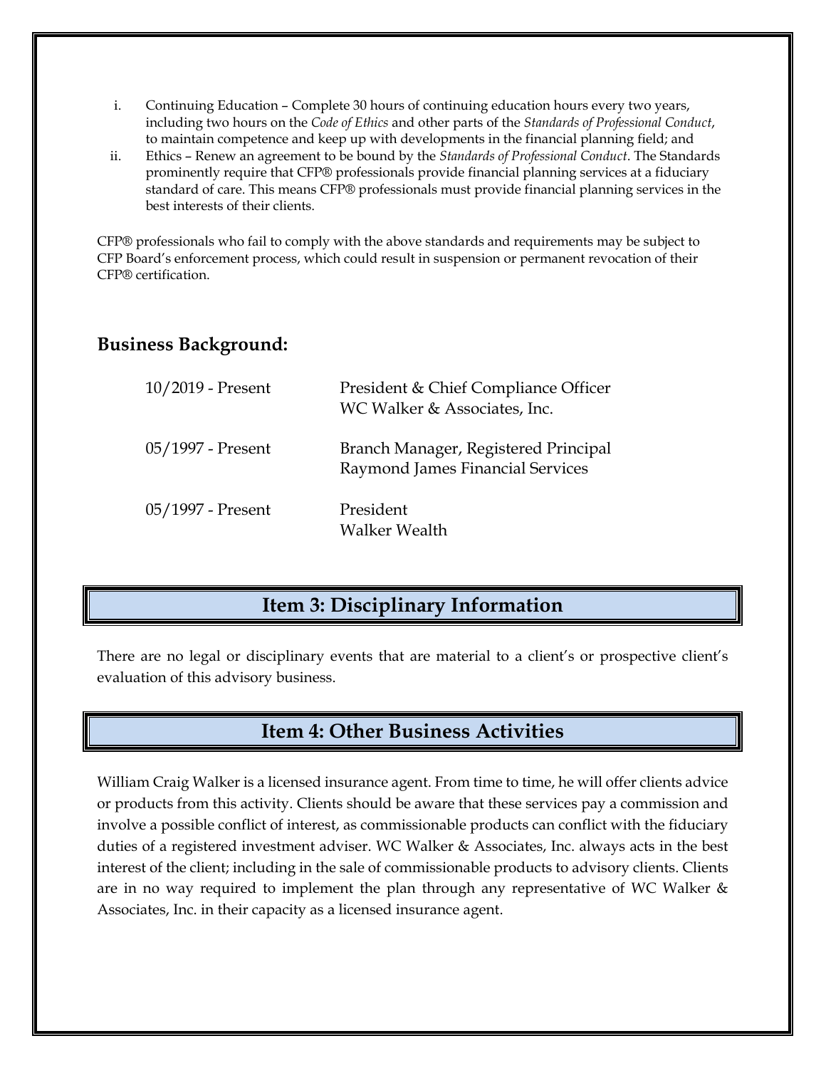i. Continuing Education – Complete 30 hours of continuing education hours every two years, including two hours on the *Code of Ethics* and other parts of the *Standards of Professional Conduct*, to maintain competence and keep up with developments in the financial planning field; and
ii. Ethics – Renew an agreement to be bound by the *Standards of Professional Conduct*. The Standards prominently require that CFP® professionals provide financial planning services at a fiduciary standard of care. This means CFP® professionals must provide financial planning services in the best interests of their clients.

CFP® professionals who fail to comply with the above standards and requirements may be subject to CFP Board's enforcement process, which could result in suspension or permanent revocation of their CFP® certification.

### Business Background:

| | |
|---|---|
| 10/2019 - Present | President & Chief Compliance Officer<br>WC Walker & Associates, Inc. |
| 05/1997 - Present | Branch Manager, Registered Principal<br>Raymond James Financial Services |
| 05/1997 - Present | President<br>Walker Wealth |

## Item 3: Disciplinary Information

There are no legal or disciplinary events that are material to a client's or prospective client's evaluation of this advisory business.

## Item 4: Other Business Activities

William Craig Walker is a licensed insurance agent. From time to time, he will offer clients advice or products from this activity. Clients should be aware that these services pay a commission and involve a possible conflict of interest, as commissionable products can conflict with the fiduciary duties of a registered investment adviser. WC Walker & Associates, Inc. always acts in the best interest of the client; including in the sale of commissionable products to advisory clients. Clients are in no way required to implement the plan through any representative of WC Walker & Associates, Inc. in their capacity as a licensed insurance agent.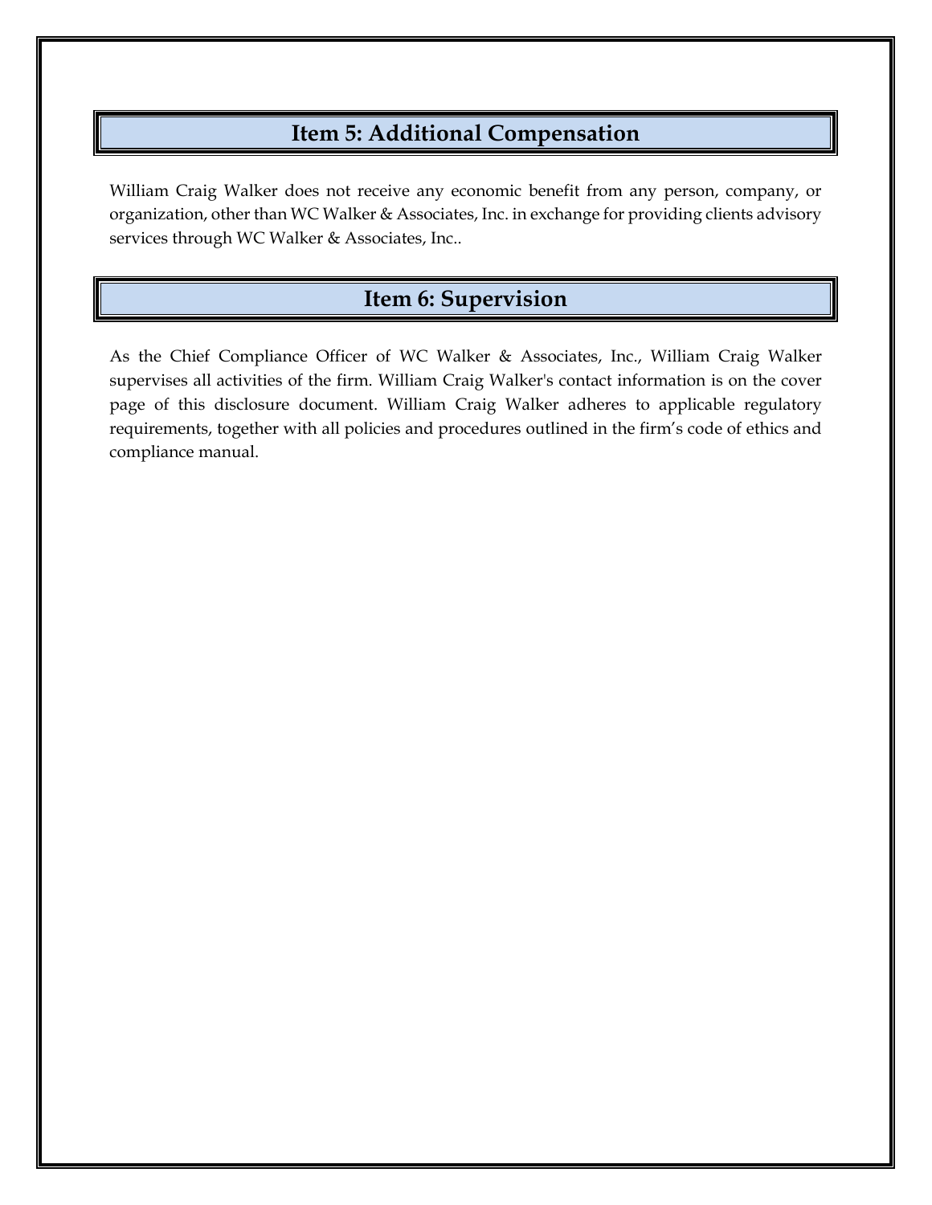## Item 5: Additional Compensation

William Craig Walker does not receive any economic benefit from any person, company, or organization, other than WC Walker & Associates, Inc. in exchange for providing clients advisory services through WC Walker & Associates, Inc..

## Item 6: Supervision

As the Chief Compliance Officer of WC Walker & Associates, Inc., William Craig Walker supervises all activities of the firm. William Craig Walker's contact information is on the cover page of this disclosure document. William Craig Walker adheres to applicable regulatory requirements, together with all policies and procedures outlined in the firm's code of ethics and compliance manual.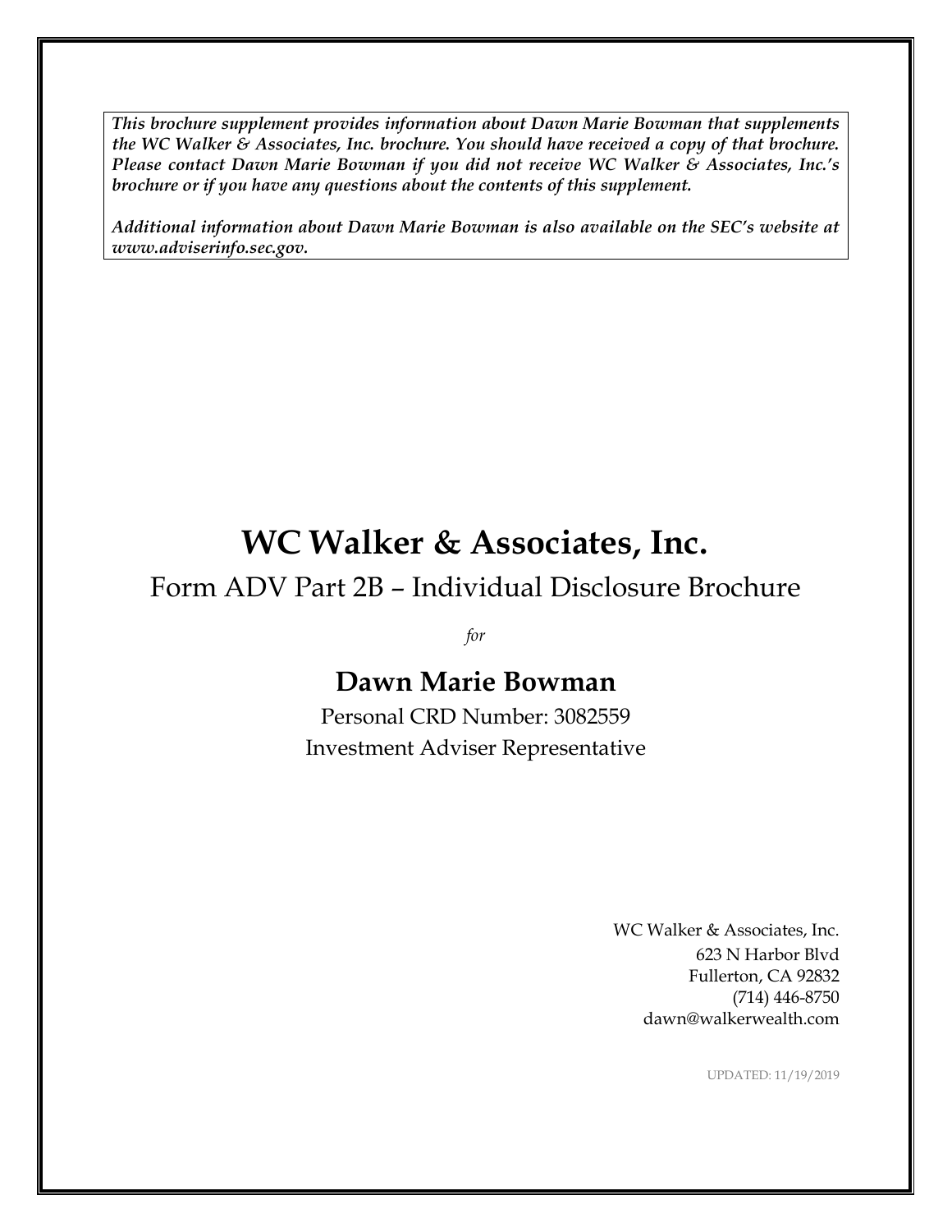***This brochure supplement provides information about Dawn Marie Bowman that supplements the WC Walker & Associates, Inc. brochure. You should have received a copy of that brochure. Please contact Dawn Marie Bowman if you did not receive WC Walker & Associates, Inc.'s brochure or if you have any questions about the contents of this supplement.***

***Additional information about Dawn Marie Bowman is also available on the SEC's website at www.adviserinfo.sec.gov.***

# WC Walker & Associates, Inc.

## Form ADV Part 2B – Individual Disclosure Brochure

*for*

## Dawn Marie Bowman

Personal CRD Number: 3082559
Investment Adviser Representative

WC Walker & Associates, Inc.
623 N Harbor Blvd
Fullerton, CA 92832
(714) 446-8750
dawn@walkerwealth.com

UPDATED: 11/19/2019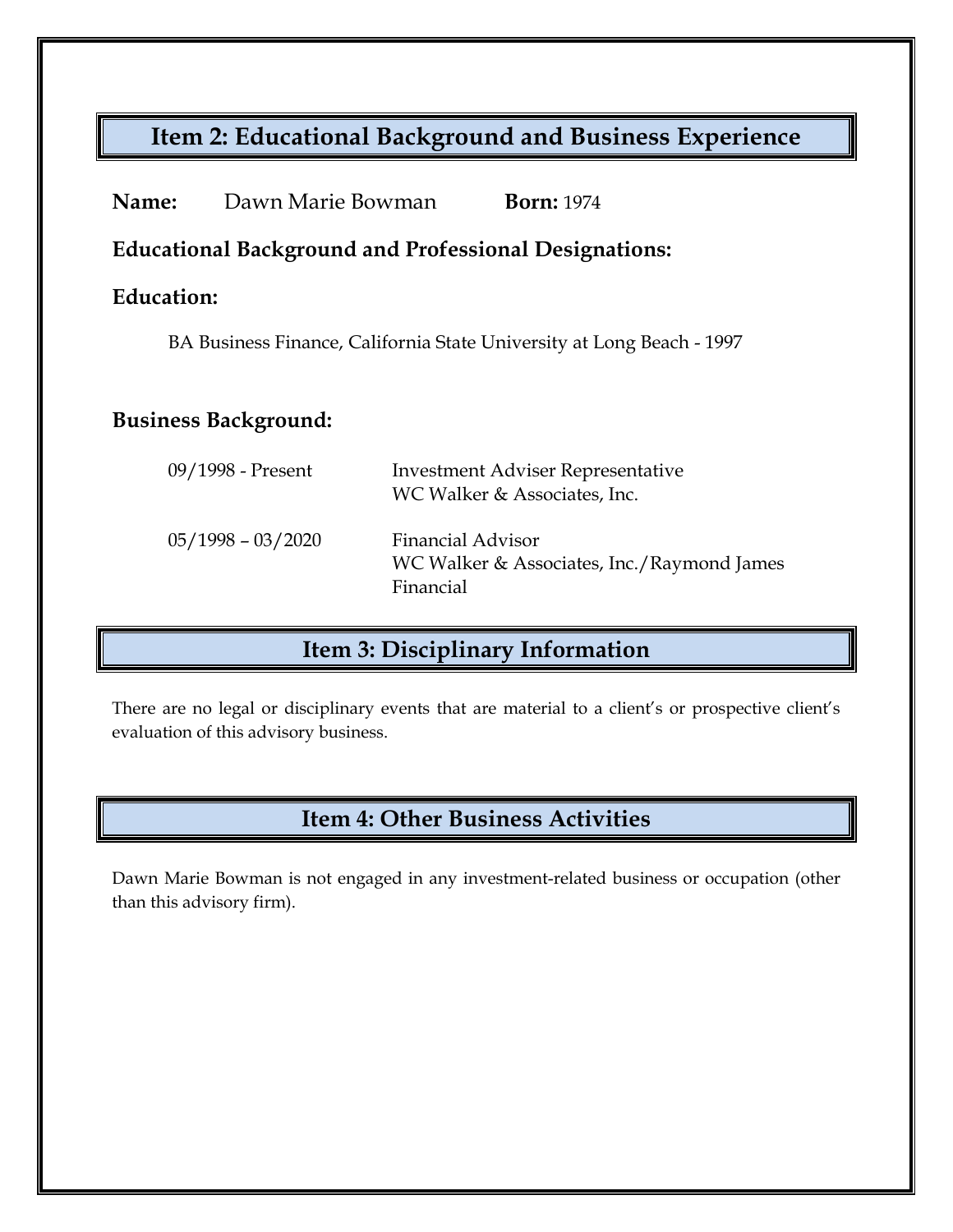## Item 2: Educational Background and Business Experience

**Name:** Dawn Marie Bowman **Born:** 1974

**Educational Background and Professional Designations:**

**Education:**

BA Business Finance, California State University at Long Beach - 1997

**Business Background:**

| | |
|---|---|
| 09/1998 - Present | Investment Adviser Representative<br>WC Walker & Associates, Inc. |
| 05/1998 – 03/2020 | Financial Advisor<br>WC Walker & Associates, Inc./Raymond James Financial |

## Item 3: Disciplinary Information

There are no legal or disciplinary events that are material to a client's or prospective client's evaluation of this advisory business.

## Item 4: Other Business Activities

Dawn Marie Bowman is not engaged in any investment-related business or occupation (other than this advisory firm).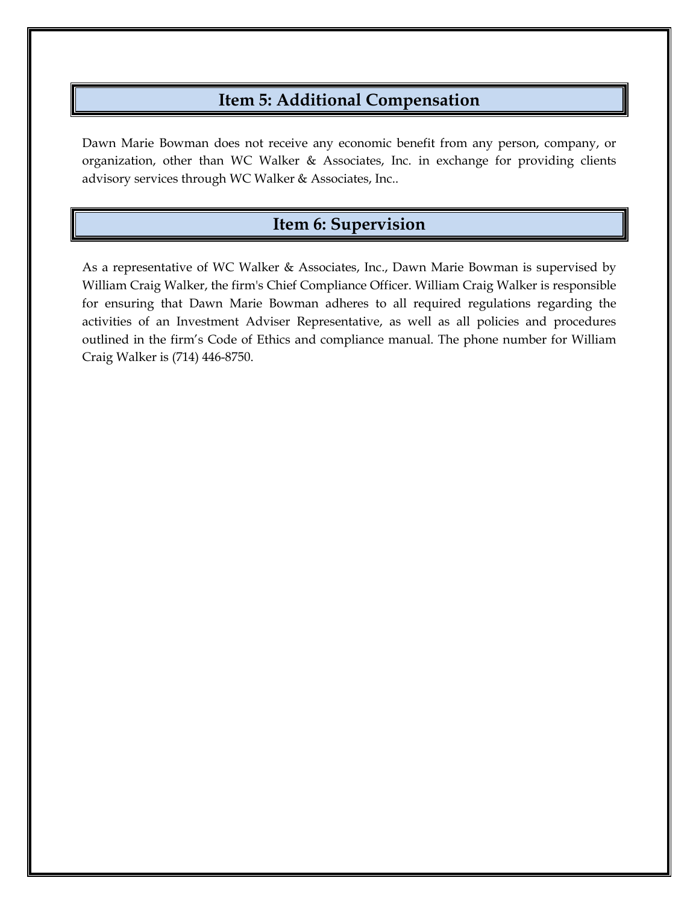## Item 5: Additional Compensation

Dawn Marie Bowman does not receive any economic benefit from any person, company, or organization, other than WC Walker & Associates, Inc. in exchange for providing clients advisory services through WC Walker & Associates, Inc..

## Item 6: Supervision

As a representative of WC Walker & Associates, Inc., Dawn Marie Bowman is supervised by William Craig Walker, the firm's Chief Compliance Officer. William Craig Walker is responsible for ensuring that Dawn Marie Bowman adheres to all required regulations regarding the activities of an Investment Adviser Representative, as well as all policies and procedures outlined in the firm's Code of Ethics and compliance manual. The phone number for William Craig Walker is (714) 446-8750.